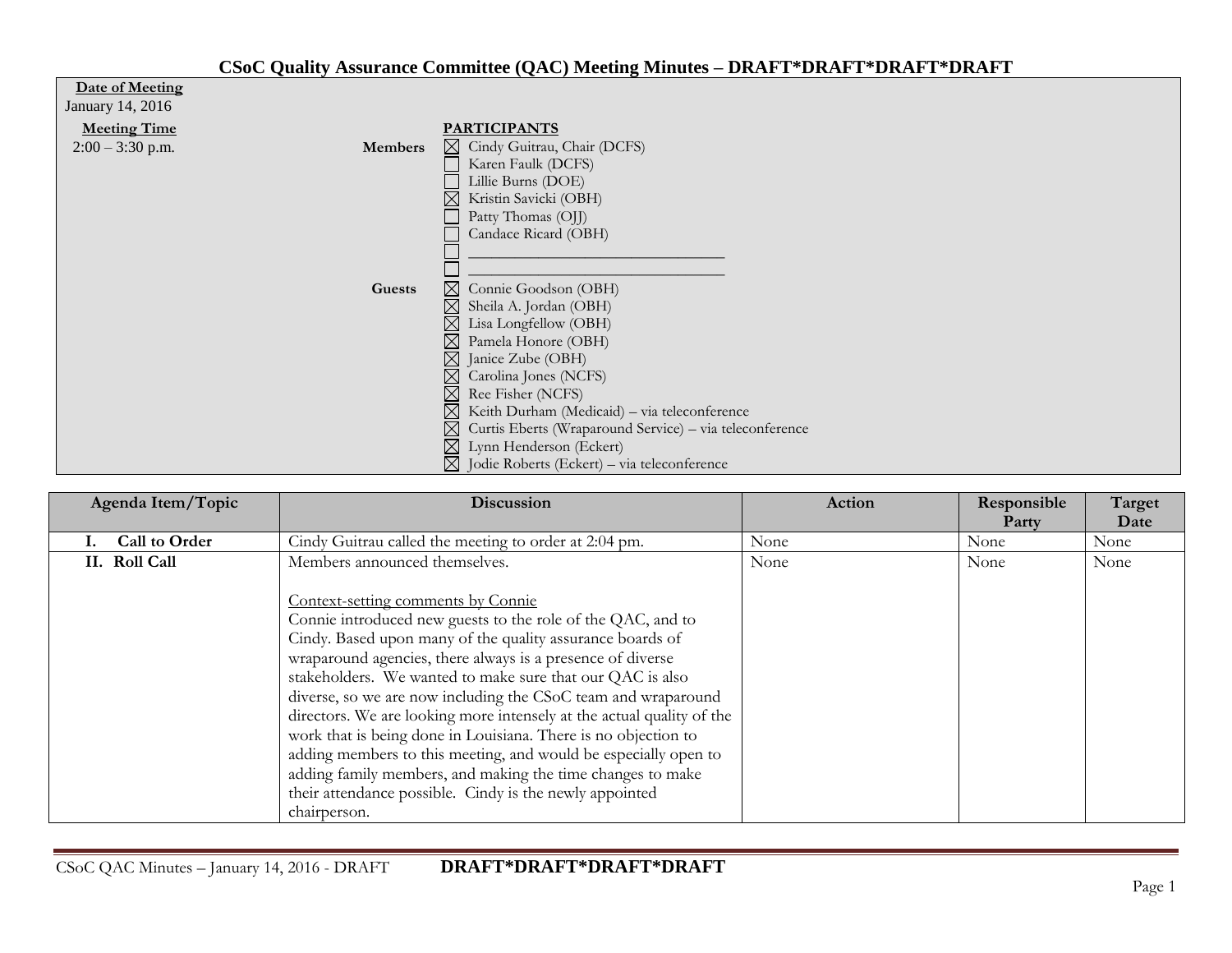# CSoC Quality Assurance Committee (QAC) Meeting Minutes – DRAFT*DRAFT*DRAFT*DRAFT

**Date of Meeting**
January 14, 2016

**Meeting Time**
2:00 – 3:30 p.m.

**PARTICIPANTS**

**Members**

- ☒ Cindy Guitrau, Chair (DCFS)
- ☐ Karen Faulk (DCFS)
- ☐ Lillie Burns (DOE)
- ☒ Kristin Savicki (OBH)
- ☐ Patty Thomas (OJJ)
- ☐ Candace Ricard (OBH)
- ☐ ______________________________
- ☐ ______________________________

**Guests**

- ☒ Connie Goodson (OBH)
- ☒ Sheila A. Jordan (OBH)
- ☒ Lisa Longfellow (OBH)
- ☒ Pamela Honore (OBH)
- ☒ Janice Zube (OBH)
- ☒ Carolina Jones (NCFS)
- ☒ Ree Fisher (NCFS)
- ☒ Keith Durham (Medicaid) – via teleconference
- ☒ Curtis Eberts (Wraparound Service) – via teleconference
- ☒ Lynn Henderson (Eckert)
- ☒ Jodie Roberts (Eckert) – via teleconference

| Agenda Item/Topic | Discussion | Action | Responsible Party | Target Date |
|---|---|---|---|---|
| **I. Call to Order** | Cindy Guitrau called the meeting to order at 2:04 pm. | None | None | None |
| **II. Roll Call** | Members announced themselves.<br><br><u>Context-setting comments by Connie</u><br>Connie introduced new guests to the role of the QAC, and to Cindy. Based upon many of the quality assurance boards of wraparound agencies, there always is a presence of diverse stakeholders. We wanted to make sure that our QAC is also diverse, so we are now including the CSoC team and wraparound directors. We are looking more intensely at the actual quality of the work that is being done in Louisiana. There is no objection to adding members to this meeting, and would be especially open to adding family members, and making the time changes to make their attendance possible. Cindy is the newly appointed chairperson. | None | None | None |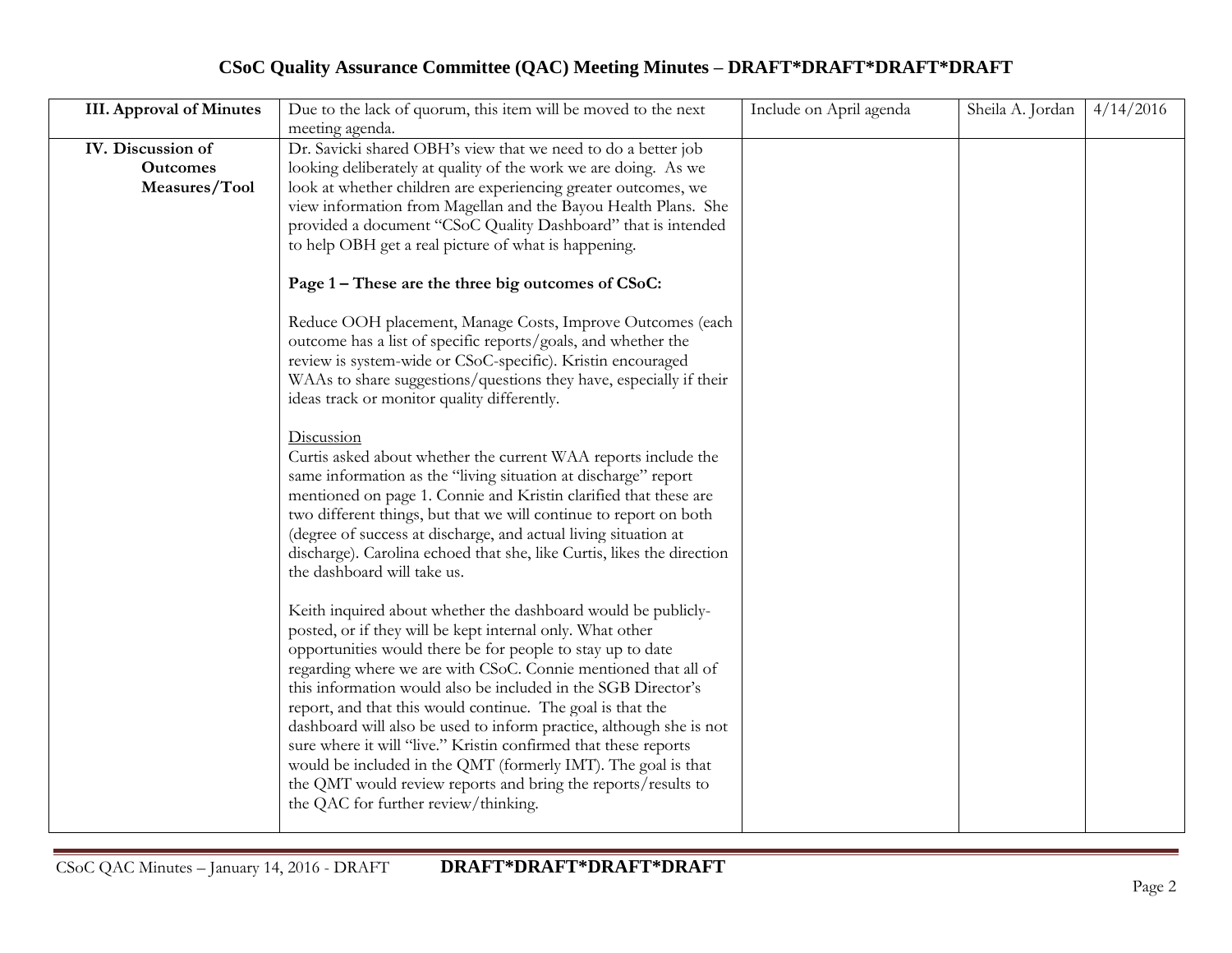# CSoC Quality Assurance Committee (QAC) Meeting Minutes – DRAFT*DRAFT*DRAFT*DRAFT

| | | | | |
|---|---|---|---|---|
| **III. Approval of Minutes** | Due to the lack of quorum, this item will be moved to the next meeting agenda. | Include on April agenda | Sheila A. Jordan | 4/14/2016 |
| **IV. Discussion of Outcomes Measures/Tool** | Dr. Savicki shared OBH's view that we need to do a better job looking deliberately at quality of the work we are doing. As we look at whether children are experiencing greater outcomes, we view information from Magellan and the Bayou Health Plans. She provided a document "CSoC Quality Dashboard" that is intended to help OBH get a real picture of what is happening.<br><br>**Page 1 – These are the three big outcomes of CSoC:**<br><br>Reduce OOH placement, Manage Costs, Improve Outcomes (each outcome has a list of specific reports/goals, and whether the review is system-wide or CSoC-specific). Kristin encouraged WAAs to share suggestions/questions they have, especially if their ideas track or monitor quality differently.<br><br><u>Discussion</u><br>Curtis asked about whether the current WAA reports include the same information as the "living situation at discharge" report mentioned on page 1. Connie and Kristin clarified that these are two different things, but that we will continue to report on both (degree of success at discharge, and actual living situation at discharge). Carolina echoed that she, like Curtis, likes the direction the dashboard will take us.<br><br>Keith inquired about whether the dashboard would be publicly-posted, or if they will be kept internal only. What other opportunities would there be for people to stay up to date regarding where we are with CSoC. Connie mentioned that all of this information would also be included in the SGB Director's report, and that this would continue. The goal is that the dashboard will also be used to inform practice, although she is not sure where it will "live." Kristin confirmed that these reports would be included in the QMT (formerly IMT). The goal is that the QMT would review reports and bring the reports/results to the QAC for further review/thinking. | | | |

CSoC QAC Minutes – January 14, 2016 - DRAFT **DRAFT*DRAFT*DRAFT*DRAFT**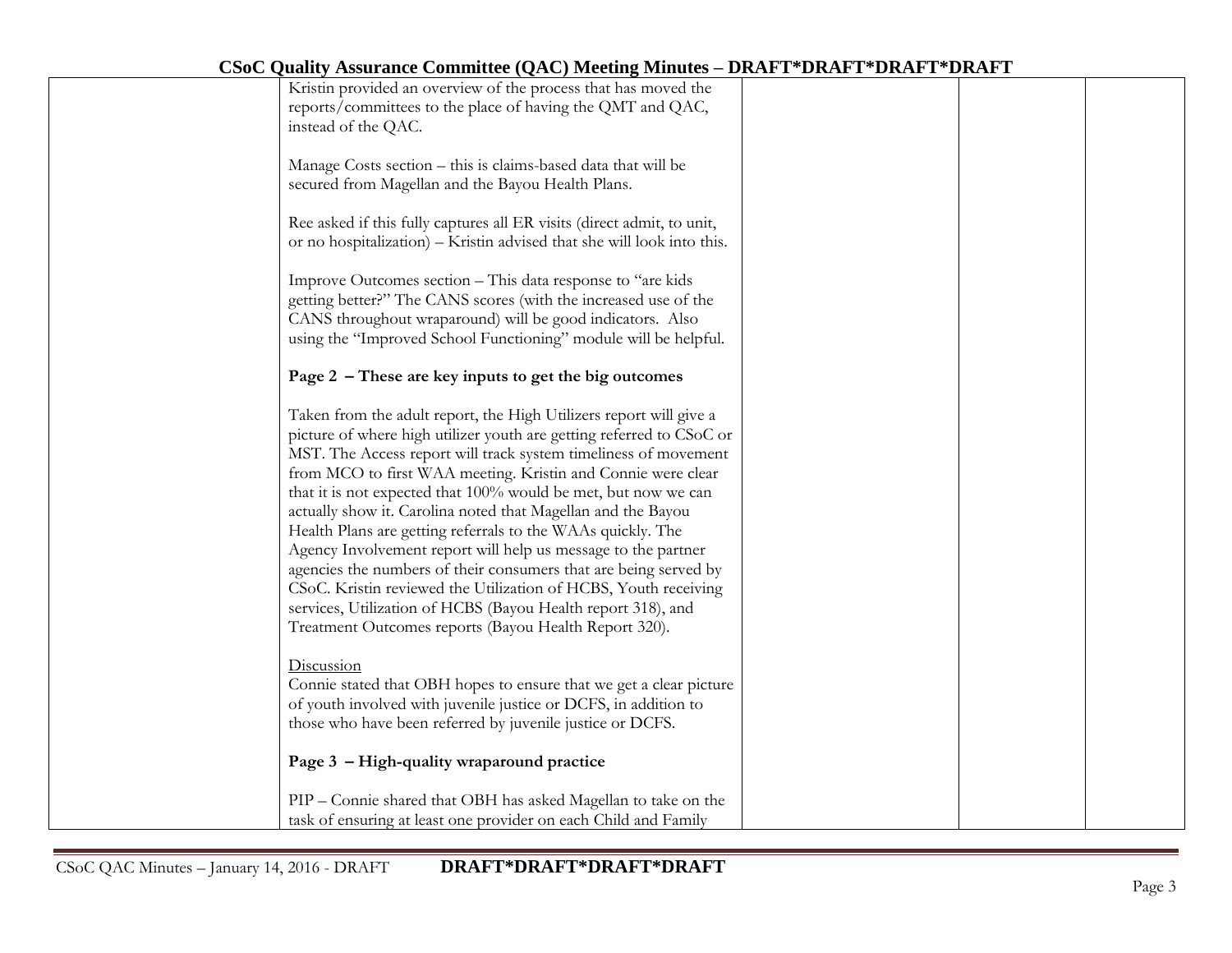| | | | | |
|---|---|---|---|---|
| | Kristin provided an overview of the process that has moved the reports/committees to the place of having the QMT and QAC, instead of the QAC.<br><br>Manage Costs section – this is claims-based data that will be secured from Magellan and the Bayou Health Plans.<br><br>Ree asked if this fully captures all ER visits (direct admit, to unit, or no hospitalization) – Kristin advised that she will look into this.<br><br>Improve Outcomes section – This data response to "are kids getting better?" The CANS scores (with the increased use of the CANS throughout wraparound) will be good indicators. Also using the "Improved School Functioning" module will be helpful.<br><br>**Page 2 – These are key inputs to get the big outcomes**<br><br>Taken from the adult report, the High Utilizers report will give a picture of where high utilizer youth are getting referred to CSoC or MST. The Access report will track system timeliness of movement from MCO to first WAA meeting. Kristin and Connie were clear that it is not expected that 100% would be met, but now we can actually show it. Carolina noted that Magellan and the Bayou Health Plans are getting referrals to the WAAs quickly. The Agency Involvement report will help us message to the partner agencies the numbers of their consumers that are being served by CSoC. Kristin reviewed the Utilization of HCBS, Youth receiving services, Utilization of HCBS (Bayou Health report 318), and Treatment Outcomes reports (Bayou Health Report 320).<br><br>Discussion<br>Connie stated that OBH hopes to ensure that we get a clear picture of youth involved with juvenile justice or DCFS, in addition to those who have been referred by juvenile justice or DCFS.<br><br>**Page 3 – High-quality wraparound practice**<br><br>PIP – Connie shared that OBH has asked Magellan to take on the task of ensuring at least one provider on each Child and Family | | | |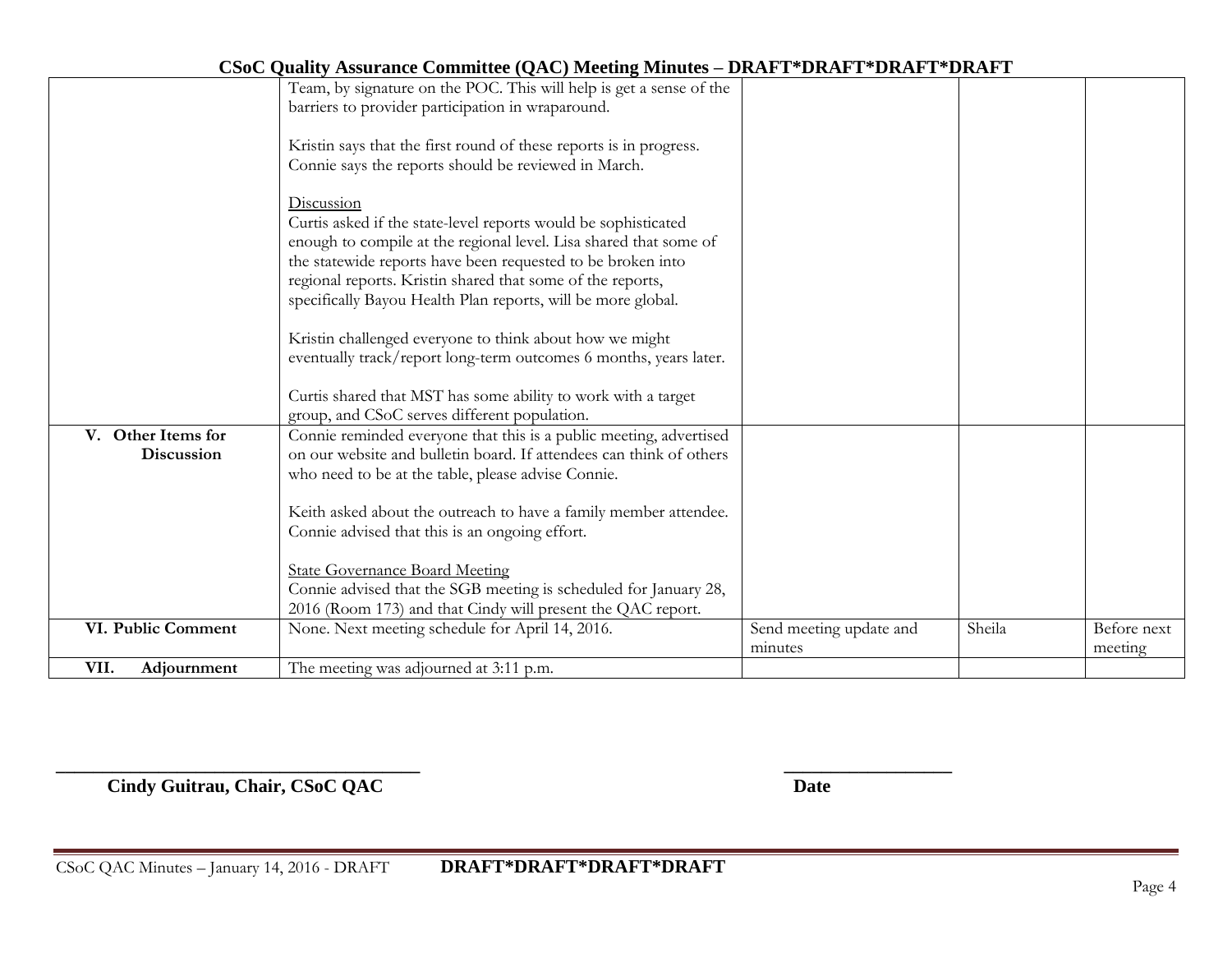| | | | | |
|---|---|---|---|---|
| | Team, by signature on the POC. This will help is get a sense of the barriers to provider participation in wraparound.<br><br>Kristin says that the first round of these reports is in progress. Connie says the reports should be reviewed in March.<br><br>Discussion<br>Curtis asked if the state-level reports would be sophisticated enough to compile at the regional level. Lisa shared that some of the statewide reports have been requested to be broken into regional reports. Kristin shared that some of the reports, specifically Bayou Health Plan reports, will be more global.<br><br>Kristin challenged everyone to think about how we might eventually track/report long-term outcomes 6 months, years later.<br><br>Curtis shared that MST has some ability to work with a target group, and CSoC serves different population. | | | |
| **V. Other Items for Discussion** | Connie reminded everyone that this is a public meeting, advertised on our website and bulletin board. If attendees can think of others who need to be at the table, please advise Connie.<br><br>Keith asked about the outreach to have a family member attendee. Connie advised that this is an ongoing effort.<br><br>State Governance Board Meeting<br>Connie advised that the SGB meeting is scheduled for January 28, 2016 (Room 173) and that Cindy will present the QAC report. | | | |
| **VI. Public Comment** | None. Next meeting schedule for April 14, 2016. | Send meeting update and minutes | Sheila | Before next meeting |
| **VII. Adjournment** | The meeting was adjourned at 3:11 p.m. | | | |

_____________________________________
**Cindy Guitrau, Chair, CSoC QAC**

_________________
**Date**